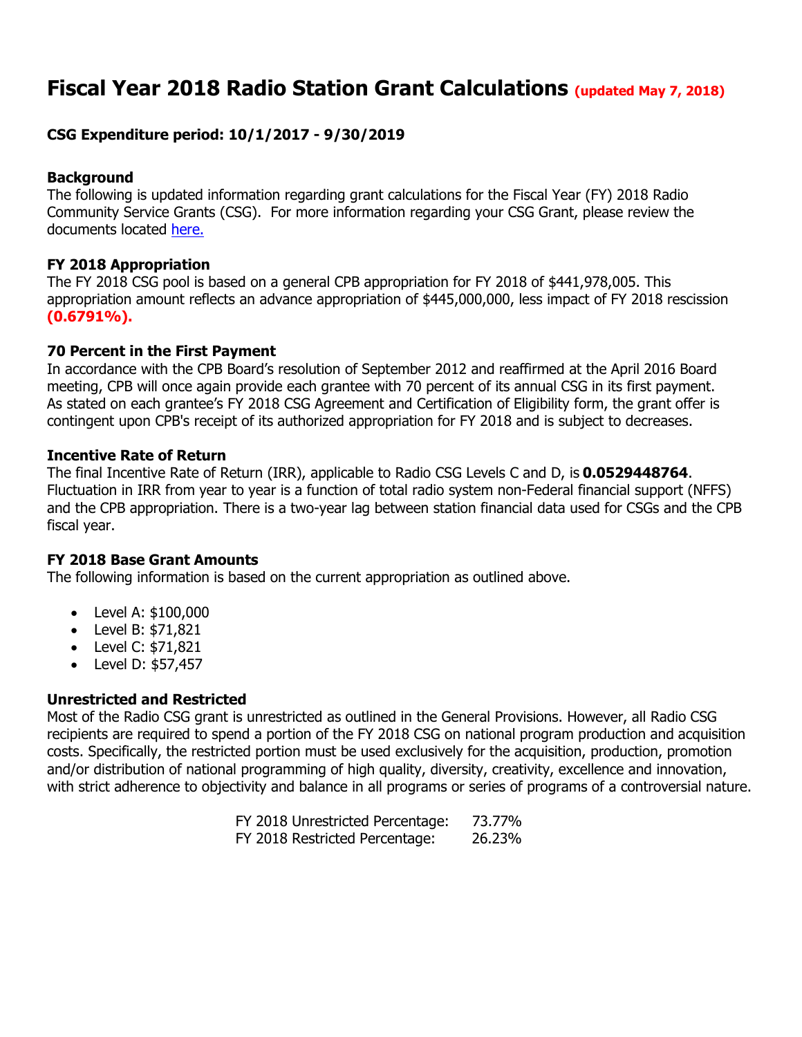# Fiscal Year 2018 Radio Station Grant Calculations (updated May 7, 2018)

**CSG Expenditure period: 10/1/2017 - 9/30/2019**

### Background

The following is updated information regarding grant calculations for the Fiscal Year (FY) 2018 Radio Community Service Grants (CSG). For more information regarding your CSG Grant, please review the documents located here.

### FY 2018 Appropriation

The FY 2018 CSG pool is based on a general CPB appropriation for FY 2018 of $441,978,005. This appropriation amount reflects an advance appropriation of $445,000,000, less impact of FY 2018 rescission **(0.6791%).**

### 70 Percent in the First Payment

In accordance with the CPB Board's resolution of September 2012 and reaffirmed at the April 2016 Board meeting, CPB will once again provide each grantee with 70 percent of its annual CSG in its first payment. As stated on each grantee's FY 2018 CSG Agreement and Certification of Eligibility form, the grant offer is contingent upon CPB's receipt of its authorized appropriation for FY 2018 and is subject to decreases.

### Incentive Rate of Return

The final Incentive Rate of Return (IRR), applicable to Radio CSG Levels C and D, is **0.0529448764**. Fluctuation in IRR from year to year is a function of total radio system non-Federal financial support (NFFS) and the CPB appropriation. There is a two-year lag between station financial data used for CSGs and the CPB fiscal year.

### FY 2018 Base Grant Amounts

The following information is based on the current appropriation as outlined above.

- Level A: $100,000
- Level B: $71,821
- Level C: $71,821
- Level D: $57,457

### Unrestricted and Restricted

Most of the Radio CSG grant is unrestricted as outlined in the General Provisions. However, all Radio CSG recipients are required to spend a portion of the FY 2018 CSG on national program production and acquisition costs. Specifically, the restricted portion must be used exclusively for the acquisition, production, promotion and/or distribution of national programming of high quality, diversity, creativity, excellence and innovation, with strict adherence to objectivity and balance in all programs or series of programs of a controversial nature.

| | |
|---|---|
| FY 2018 Unrestricted Percentage: | 73.77% |
| FY 2018 Restricted Percentage: | 26.23% |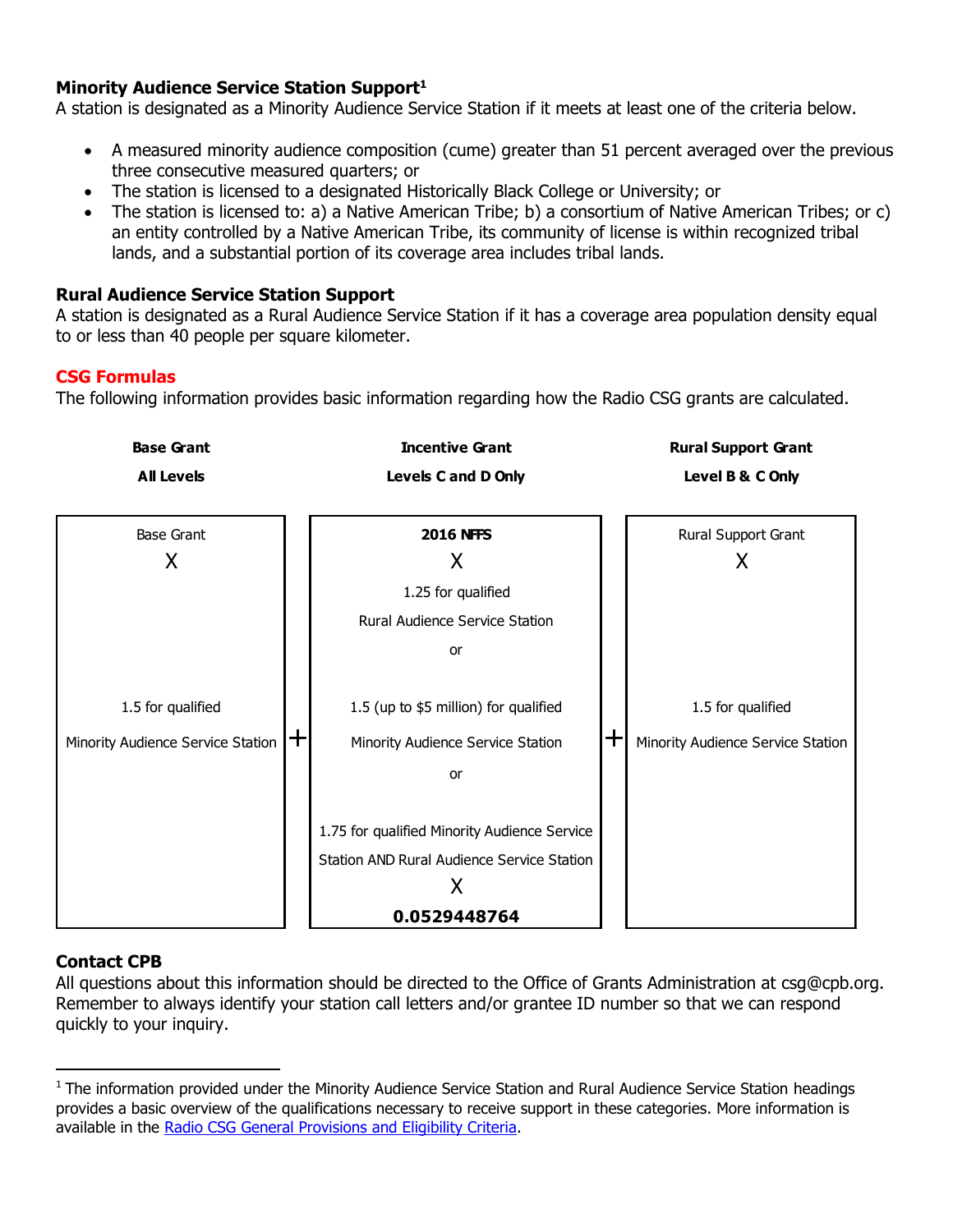### Minority Audience Service Station Support[1]

A station is designated as a Minority Audience Service Station if it meets at least one of the criteria below.

- A measured minority audience composition (cume) greater than 51 percent averaged over the previous three consecutive measured quarters; or
- The station is licensed to a designated Historically Black College or University; or
- The station is licensed to: a) a Native American Tribe; b) a consortium of Native American Tribes; or c) an entity controlled by a Native American Tribe, its community of license is within recognized tribal lands, and a substantial portion of its coverage area includes tribal lands.

### Rural Audience Service Station Support

A station is designated as a Rural Audience Service Station if it has a coverage area population density equal to or less than 40 people per square kilometer.

### CSG Formulas

The following information provides basic information regarding how the Radio CSG grants are calculated.

| Base Grant<br>All Levels | | Incentive Grant<br>Levels C and D Only | | Rural Support Grant<br>Level B & C Only |
|---|---|---|---|---|
| Base Grant<br>X<br>1.5 for qualified Minority Audience Service Station | + | **2016 NFFS**<br>X<br>1.25 for qualified Rural Audience Service Station<br>or<br>1.5 (up to $5 million) for qualified Minority Audience Service Station<br>or<br>1.75 for qualified Minority Audience Service Station AND Rural Audience Service Station<br>X<br>**0.0529448764** | + | Rural Support Grant<br>X<br>1.5 for qualified Minority Audience Service Station |

### Contact CPB

All questions about this information should be directed to the Office of Grants Administration at csg@cpb.org. Remember to always identify your station call letters and/or grantee ID number so that we can respond quickly to your inquiry.

---

[1] The information provided under the Minority Audience Service Station and Rural Audience Service Station headings provides a basic overview of the qualifications necessary to receive support in these categories. More information is available in the Radio CSG General Provisions and Eligibility Criteria.